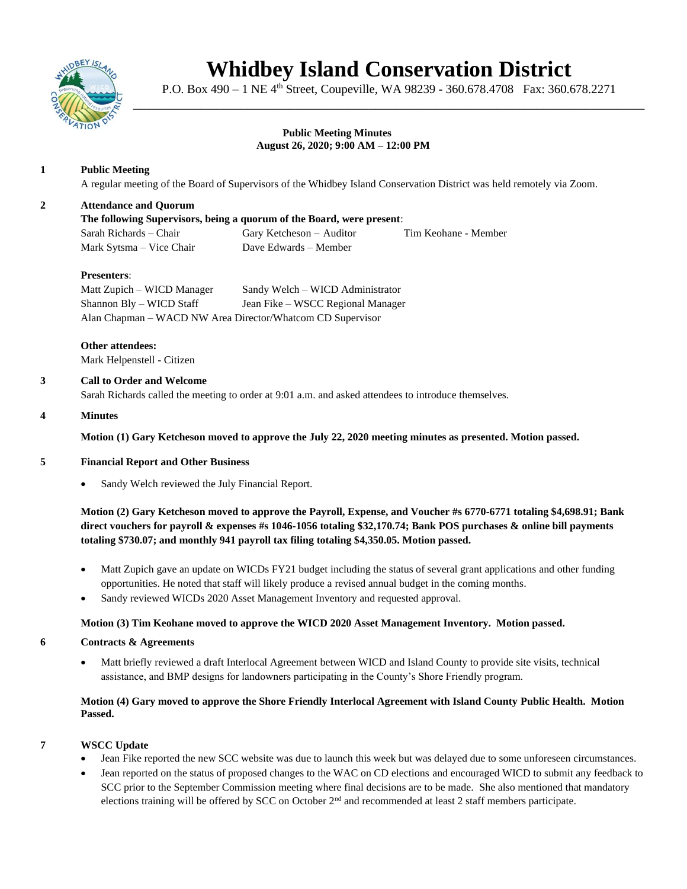# Whidbey Island Conservation District

P.O. Box 490 – 1 NE 4th Street, Coupeville, WA 98239 - 360.678.4708 Fax: 360.678.2271

**Public Meeting Minutes**
**August 26, 2020; 9:00 AM – 12:00 PM**

**1 Public Meeting**

A regular meeting of the Board of Supervisors of the Whidbey Island Conservation District was held remotely via Zoom.

**2 Attendance and Quorum**

**The following Supervisors, being a quorum of the Board, were present**:

Sarah Richards – Chair
Mark Sytsma – Vice Chair
Gary Ketcheson – Auditor
Dave Edwards – Member
Tim Keohane - Member

**Presenters**:

Matt Zupich – WICD Manager
Shannon Bly – WICD Staff
Sandy Welch – WICD Administrator
Jean Fike – WSCC Regional Manager
Alan Chapman – WACD NW Area Director/Whatcom CD Supervisor

**Other attendees:**

Mark Helpenstell - Citizen

**3 Call to Order and Welcome**

Sarah Richards called the meeting to order at 9:01 a.m. and asked attendees to introduce themselves.

**4 Minutes**

**Motion (1) Gary Ketcheson moved to approve the July 22, 2020 meeting minutes as presented. Motion passed.**

**5 Financial Report and Other Business**

- Sandy Welch reviewed the July Financial Report.

**Motion (2) Gary Ketcheson moved to approve the Payroll, Expense, and Voucher #s 6770-6771 totaling $4,698.91; Bank direct vouchers for payroll & expenses #s 1046-1056 totaling $32,170.74; Bank POS purchases & online bill payments totaling $730.07; and monthly 941 payroll tax filing totaling $4,350.05. Motion passed.**

- Matt Zupich gave an update on WICDs FY21 budget including the status of several grant applications and other funding opportunities. He noted that staff will likely produce a revised annual budget in the coming months.
- Sandy reviewed WICDs 2020 Asset Management Inventory and requested approval.

**Motion (3) Tim Keohane moved to approve the WICD 2020 Asset Management Inventory. Motion passed.**

**6 Contracts & Agreements**

- Matt briefly reviewed a draft Interlocal Agreement between WICD and Island County to provide site visits, technical assistance, and BMP designs for landowners participating in the County's Shore Friendly program.

**Motion (4) Gary moved to approve the Shore Friendly Interlocal Agreement with Island County Public Health. Motion Passed.**

**7 WSCC Update**

- Jean Fike reported the new SCC website was due to launch this week but was delayed due to some unforeseen circumstances.
- Jean reported on the status of proposed changes to the WAC on CD elections and encouraged WICD to submit any feedback to SCC prior to the September Commission meeting where final decisions are to be made. She also mentioned that mandatory elections training will be offered by SCC on October 2nd and recommended at least 2 staff members participate.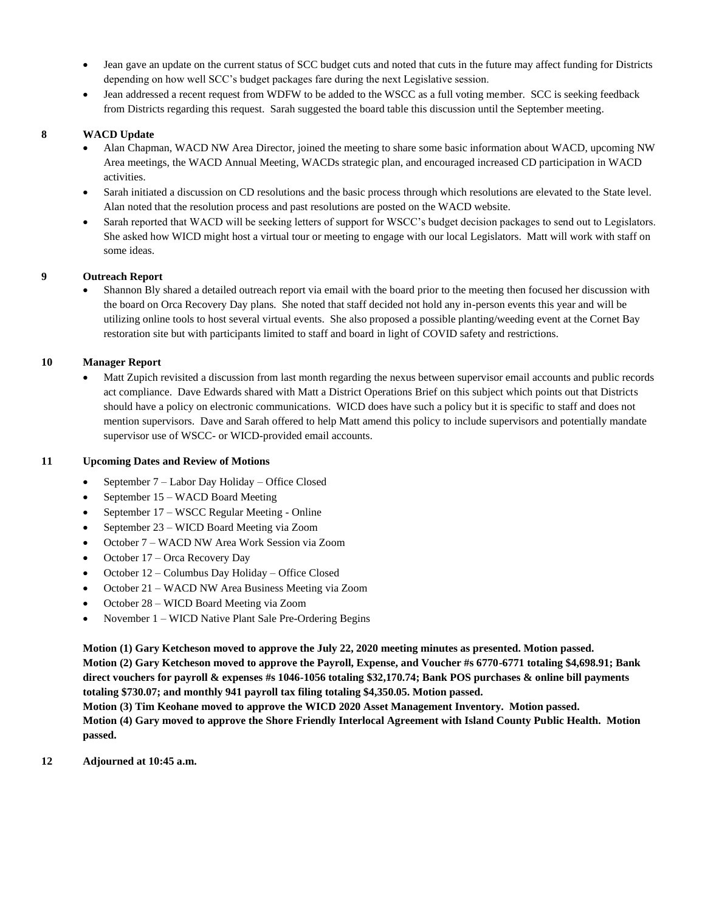- Jean gave an update on the current status of SCC budget cuts and noted that cuts in the future may affect funding for Districts depending on how well SCC's budget packages fare during the next Legislative session.
- Jean addressed a recent request from WDFW to be added to the WSCC as a full voting member. SCC is seeking feedback from Districts regarding this request. Sarah suggested the board table this discussion until the September meeting.

## 8 WACD Update

- Alan Chapman, WACD NW Area Director, joined the meeting to share some basic information about WACD, upcoming NW Area meetings, the WACD Annual Meeting, WACDs strategic plan, and encouraged increased CD participation in WACD activities.
- Sarah initiated a discussion on CD resolutions and the basic process through which resolutions are elevated to the State level. Alan noted that the resolution process and past resolutions are posted on the WACD website.
- Sarah reported that WACD will be seeking letters of support for WSCC's budget decision packages to send out to Legislators. She asked how WICD might host a virtual tour or meeting to engage with our local Legislators. Matt will work with staff on some ideas.

## 9 Outreach Report

- Shannon Bly shared a detailed outreach report via email with the board prior to the meeting then focused her discussion with the board on Orca Recovery Day plans. She noted that staff decided not hold any in-person events this year and will be utilizing online tools to host several virtual events. She also proposed a possible planting/weeding event at the Cornet Bay restoration site but with participants limited to staff and board in light of COVID safety and restrictions.

## 10 Manager Report

- Matt Zupich revisited a discussion from last month regarding the nexus between supervisor email accounts and public records act compliance. Dave Edwards shared with Matt a District Operations Brief on this subject which points out that Districts should have a policy on electronic communications. WICD does have such a policy but it is specific to staff and does not mention supervisors. Dave and Sarah offered to help Matt amend this policy to include supervisors and potentially mandate supervisor use of WSCC- or WICD-provided email accounts.

## 11 Upcoming Dates and Review of Motions

- September 7 – Labor Day Holiday – Office Closed
- September 15 – WACD Board Meeting
- September 17 – WSCC Regular Meeting - Online
- September 23 – WICD Board Meeting via Zoom
- October 7 – WACD NW Area Work Session via Zoom
- October 17 – Orca Recovery Day
- October 12 – Columbus Day Holiday – Office Closed
- October 21 – WACD NW Area Business Meeting via Zoom
- October 28 – WICD Board Meeting via Zoom
- November 1 – WICD Native Plant Sale Pre-Ordering Begins

**Motion (1) Gary Ketcheson moved to approve the July 22, 2020 meeting minutes as presented. Motion passed.**
**Motion (2) Gary Ketcheson moved to approve the Payroll, Expense, and Voucher #s 6770-6771 totaling $4,698.91; Bank direct vouchers for payroll & expenses #s 1046-1056 totaling $32,170.74; Bank POS purchases & online bill payments totaling $730.07; and monthly 941 payroll tax filing totaling $4,350.05. Motion passed.**
**Motion (3) Tim Keohane moved to approve the WICD 2020 Asset Management Inventory. Motion passed.**
**Motion (4) Gary moved to approve the Shore Friendly Interlocal Agreement with Island County Public Health. Motion passed.**

## 12 Adjourned at 10:45 a.m.